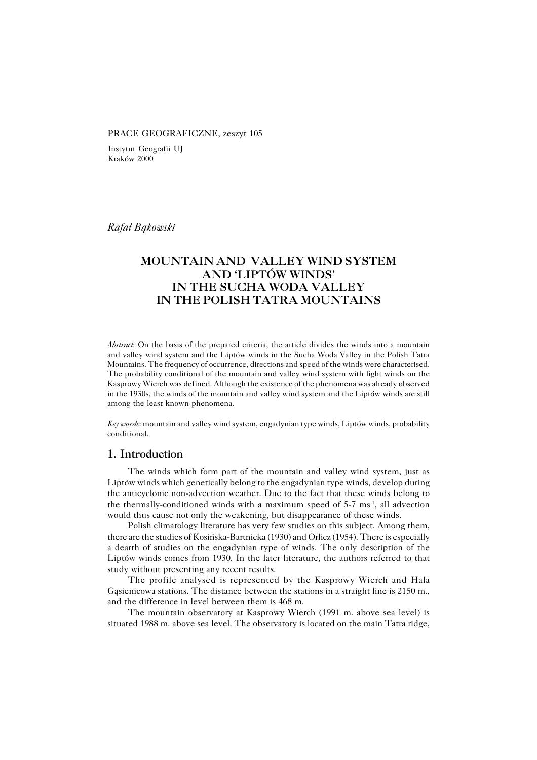PRACE GEOGRAFICZNE, zeszyt 105

Instytut Geografii UJ
Kraków 2000

*Rafał Bąkowski*

# MOUNTAIN AND VALLEY WIND SYSTEM AND 'LIPTÓW WINDS' IN THE SUCHA WODA VALLEY IN THE POLISH TATRA MOUNTAINS

*Abstract*: On the basis of the prepared criteria, the article divides the winds into a mountain and valley wind system and the Liptów winds in the Sucha Woda Valley in the Polish Tatra Mountains. The frequency of occurrence, directions and speed of the winds were characterised. The probability conditional of the mountain and valley wind system with light winds on the Kasprowy Wierch was defined. Although the existence of the phenomena was already observed in the 1930s, the winds of the mountain and valley wind system and the Liptów winds are still among the least known phenomena.

*Key words*: mountain and valley wind system, engadynian type winds, Liptów winds, probability conditional.

## 1. Introduction

The winds which form part of the mountain and valley wind system, just as Liptów winds which genetically belong to the engadynian type winds, develop during the anticyclonic non-advection weather. Due to the fact that these winds belong to the thermally-conditioned winds with a maximum speed of 5-7 $ms^{-1}$, all advection would thus cause not only the weakening, but disappearance of these winds.

Polish climatology literature has very few studies on this subject. Among them, there are the studies of Kosińska-Bartnicka (1930) and Orlicz (1954). There is especially a dearth of studies on the engadynian type of winds. The only description of the Liptów winds comes from 1930. In the later literature, the authors referred to that study without presenting any recent results.

The profile analysed is represented by the Kasprowy Wierch and Hala Gąsienicowa stations. The distance between the stations in a straight line is 2150 m., and the difference in level between them is 468 m.

The mountain observatory at Kasprowy Wierch (1991 m. above sea level) is situated 1988 m. above sea level. The observatory is located on the main Tatra ridge,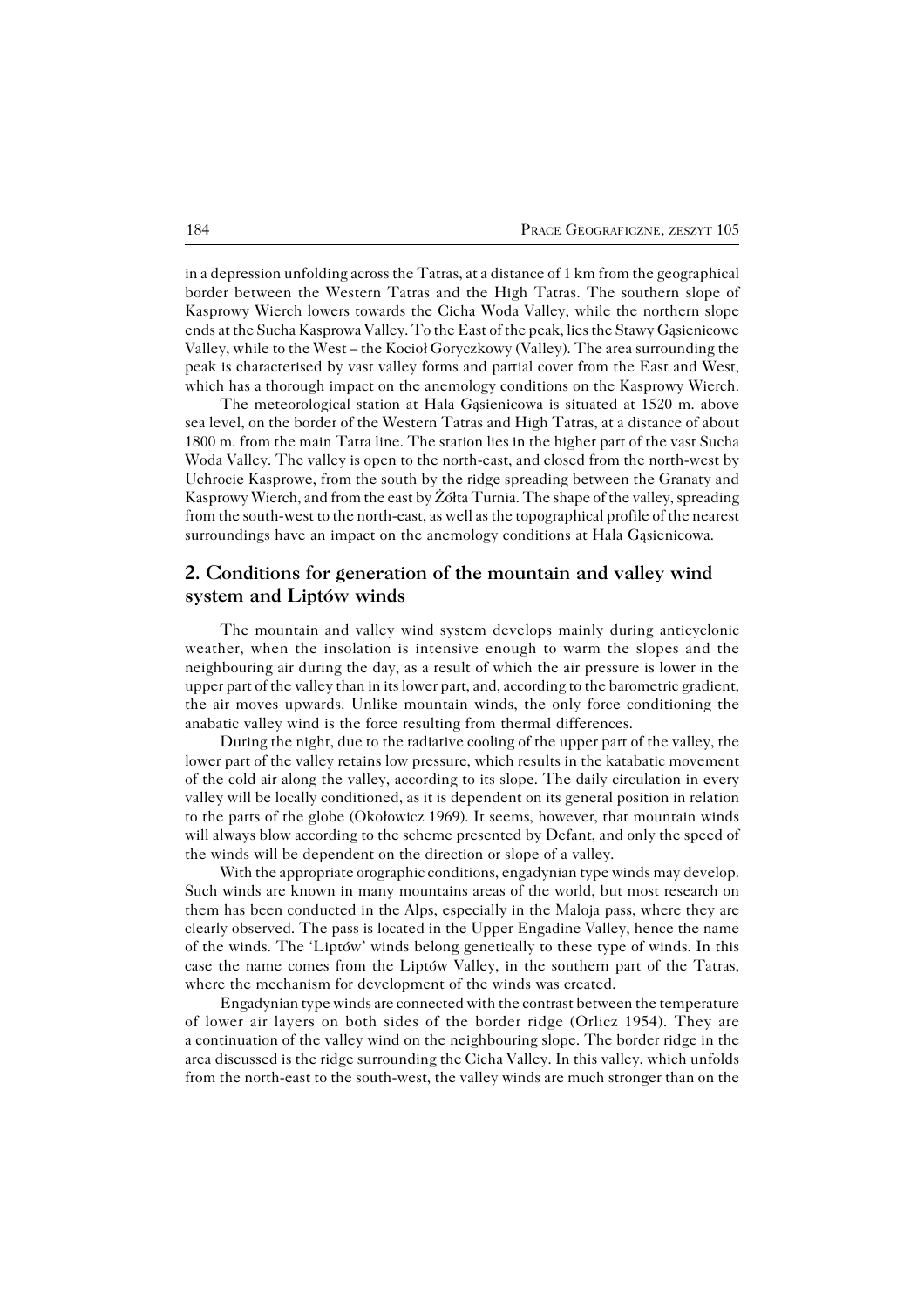in a depression unfolding across the Tatras, at a distance of 1 km from the geographical border between the Western Tatras and the High Tatras. The southern slope of Kasprowy Wierch lowers towards the Cicha Woda Valley, while the northern slope ends at the Sucha Kasprowa Valley. To the East of the peak, lies the Stawy Gąsienicowe Valley, while to the West – the Kocioł Goryczkowy (Valley). The area surrounding the peak is characterised by vast valley forms and partial cover from the East and West, which has a thorough impact on the anemology conditions on the Kasprowy Wierch.

The meteorological station at Hala Gąsienicowa is situated at 1520 m. above sea level, on the border of the Western Tatras and High Tatras, at a distance of about 1800 m. from the main Tatra line. The station lies in the higher part of the vast Sucha Woda Valley. The valley is open to the north-east, and closed from the north-west by Uchrocie Kasprowe, from the south by the ridge spreading between the Granaty and Kasprowy Wierch, and from the east by Żółta Turnia. The shape of the valley, spreading from the south-west to the north-east, as well as the topographical profile of the nearest surroundings have an impact on the anemology conditions at Hala Gąsienicowa.

## 2. Conditions for generation of the mountain and valley wind system and Liptów winds

The mountain and valley wind system develops mainly during anticyclonic weather, when the insolation is intensive enough to warm the slopes and the neighbouring air during the day, as a result of which the air pressure is lower in the upper part of the valley than in its lower part, and, according to the barometric gradient, the air moves upwards. Unlike mountain winds, the only force conditioning the anabatic valley wind is the force resulting from thermal differences.

During the night, due to the radiative cooling of the upper part of the valley, the lower part of the valley retains low pressure, which results in the katabatic movement of the cold air along the valley, according to its slope. The daily circulation in every valley will be locally conditioned, as it is dependent on its general position in relation to the parts of the globe (Okołowicz 1969). It seems, however, that mountain winds will always blow according to the scheme presented by Defant, and only the speed of the winds will be dependent on the direction or slope of a valley.

With the appropriate orographic conditions, engadynian type winds may develop. Such winds are known in many mountains areas of the world, but most research on them has been conducted in the Alps, especially in the Maloja pass, where they are clearly observed. The pass is located in the Upper Engadine Valley, hence the name of the winds. The 'Liptów' winds belong genetically to these type of winds. In this case the name comes from the Liptów Valley, in the southern part of the Tatras, where the mechanism for development of the winds was created.

Engadynian type winds are connected with the contrast between the temperature of lower air layers on both sides of the border ridge (Orlicz 1954). They are a continuation of the valley wind on the neighbouring slope. The border ridge in the area discussed is the ridge surrounding the Cicha Valley. In this valley, which unfolds from the north-east to the south-west, the valley winds are much stronger than on the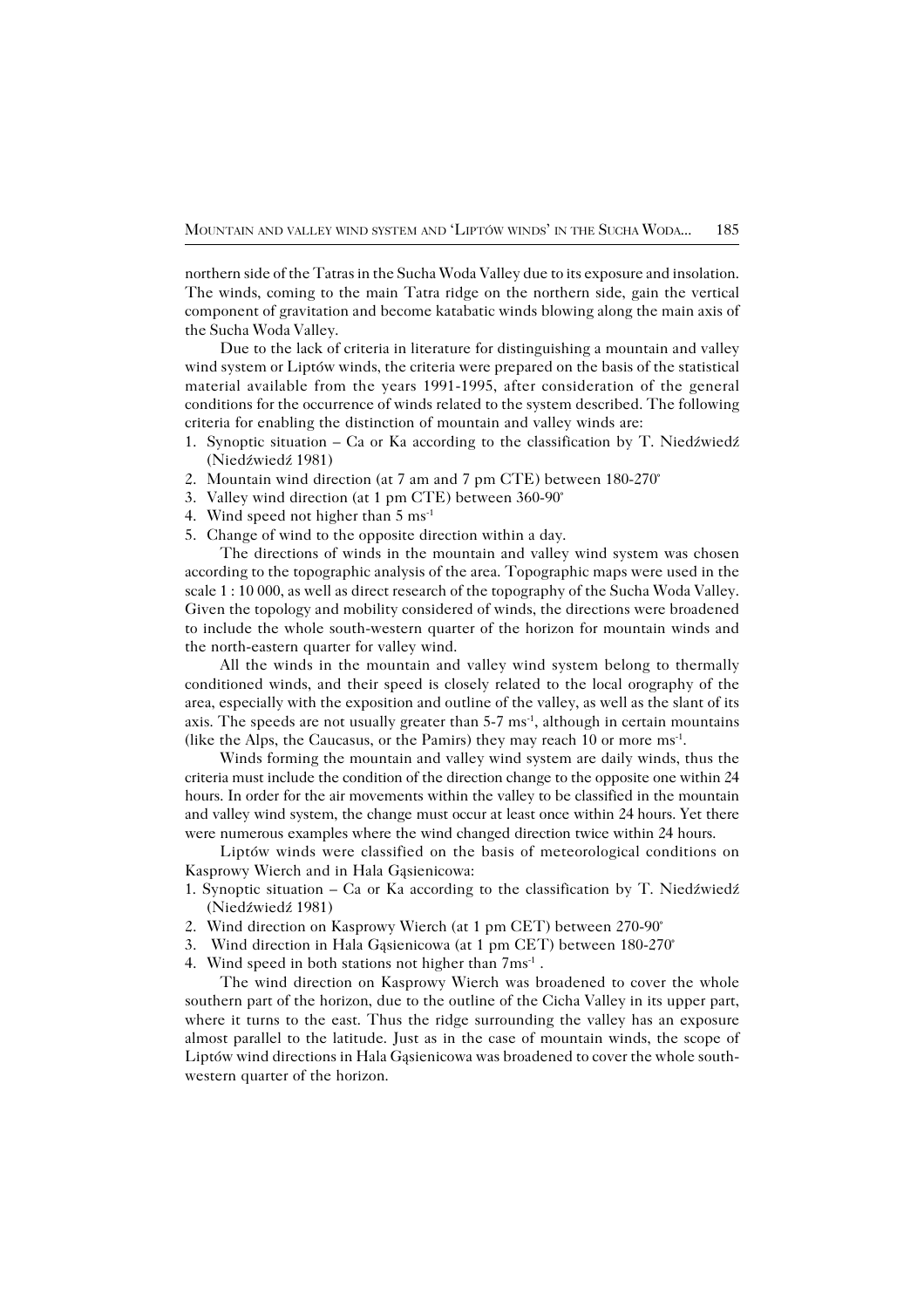northern side of the Tatras in the Sucha Woda Valley due to its exposure and insolation. The winds, coming to the main Tatra ridge on the northern side, gain the vertical component of gravitation and become katabatic winds blowing along the main axis of the Sucha Woda Valley.

Due to the lack of criteria in literature for distinguishing a mountain and valley wind system or Liptów winds, the criteria were prepared on the basis of the statistical material available from the years 1991-1995, after consideration of the general conditions for the occurrence of winds related to the system described. The following criteria for enabling the distinction of mountain and valley winds are:

1. Synoptic situation – Ca or Ka according to the classification by T. Niedźwiedź (Niedźwiedź 1981)
2. Mountain wind direction (at 7 am and 7 pm CTE) between 180-270°
3. Valley wind direction (at 1 pm CTE) between 360-90°
4. Wind speed not higher than 5 $ms^{-1}$
5. Change of wind to the opposite direction within a day.

The directions of winds in the mountain and valley wind system was chosen according to the topographic analysis of the area. Topographic maps were used in the scale 1 : 10 000, as well as direct research of the topography of the Sucha Woda Valley. Given the topology and mobility considered of winds, the directions were broadened to include the whole south-western quarter of the horizon for mountain winds and the north-eastern quarter for valley wind.

All the winds in the mountain and valley wind system belong to thermally conditioned winds, and their speed is closely related to the local orography of the area, especially with the exposition and outline of the valley, as well as the slant of its axis. The speeds are not usually greater than 5-7 $ms^{-1}$, although in certain mountains (like the Alps, the Caucasus, or the Pamirs) they may reach 10 or more $ms^{-1}$.

Winds forming the mountain and valley wind system are daily winds, thus the criteria must include the condition of the direction change to the opposite one within 24 hours. In order for the air movements within the valley to be classified in the mountain and valley wind system, the change must occur at least once within 24 hours. Yet there were numerous examples where the wind changed direction twice within 24 hours.

Liptów winds were classified on the basis of meteorological conditions on Kasprowy Wierch and in Hala Gąsienicowa:

1. Synoptic situation – Ca or Ka according to the classification by T. Niedźwiedź (Niedźwiedź 1981)
2. Wind direction on Kasprowy Wierch (at 1 pm CET) between 270-90°
3. Wind direction in Hala Gąsienicowa (at 1 pm CET) between 180-270°
4. Wind speed in both stations not higher than 7$ms^{-1}$ .

The wind direction on Kasprowy Wierch was broadened to cover the whole southern part of the horizon, due to the outline of the Cicha Valley in its upper part, where it turns to the east. Thus the ridge surrounding the valley has an exposure almost parallel to the latitude. Just as in the case of mountain winds, the scope of Liptów wind directions in Hala Gąsienicowa was broadened to cover the whole south-western quarter of the horizon.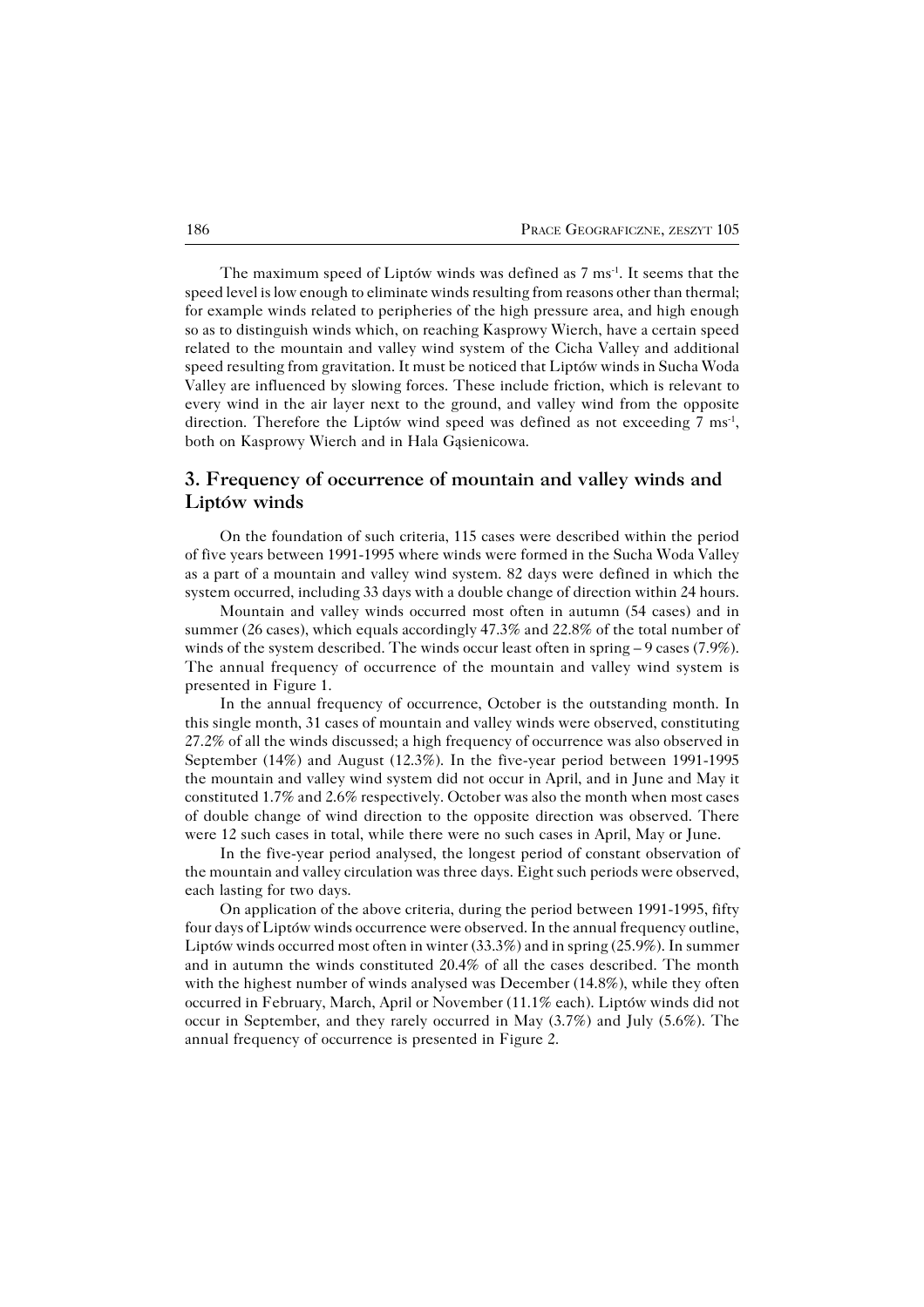The maximum speed of Liptów winds was defined as 7 ms$^{-1}$. It seems that the speed level is low enough to eliminate winds resulting from reasons other than thermal; for example winds related to peripheries of the high pressure area, and high enough so as to distinguish winds which, on reaching Kasprowy Wierch, have a certain speed related to the mountain and valley wind system of the Cicha Valley and additional speed resulting from gravitation. It must be noticed that Liptów winds in Sucha Woda Valley are influenced by slowing forces. These include friction, which is relevant to every wind in the air layer next to the ground, and valley wind from the opposite direction. Therefore the Liptów wind speed was defined as not exceeding 7 ms$^{-1}$, both on Kasprowy Wierch and in Hala Gąsienicowa.

## 3. Frequency of occurrence of mountain and valley winds and Liptów winds

On the foundation of such criteria, 115 cases were described within the period of five years between 1991-1995 where winds were formed in the Sucha Woda Valley as a part of a mountain and valley wind system. 82 days were defined in which the system occurred, including 33 days with a double change of direction within 24 hours.

Mountain and valley winds occurred most often in autumn (54 cases) and in summer (26 cases), which equals accordingly 47.3% and 22.8% of the total number of winds of the system described. The winds occur least often in spring – 9 cases (7.9%). The annual frequency of occurrence of the mountain and valley wind system is presented in Figure 1.

In the annual frequency of occurrence, October is the outstanding month. In this single month, 31 cases of mountain and valley winds were observed, constituting 27.2% of all the winds discussed; a high frequency of occurrence was also observed in September (14%) and August (12.3%). In the five-year period between 1991-1995 the mountain and valley wind system did not occur in April, and in June and May it constituted 1.7% and 2.6% respectively. October was also the month when most cases of double change of wind direction to the opposite direction was observed. There were 12 such cases in total, while there were no such cases in April, May or June.

In the five-year period analysed, the longest period of constant observation of the mountain and valley circulation was three days. Eight such periods were observed, each lasting for two days.

On application of the above criteria, during the period between 1991-1995, fifty four days of Liptów winds occurrence were observed. In the annual frequency outline, Liptów winds occurred most often in winter (33.3%) and in spring (25.9%). In summer and in autumn the winds constituted 20.4% of all the cases described. The month with the highest number of winds analysed was December (14.8%), while they often occurred in February, March, April or November (11.1% each). Liptów winds did not occur in September, and they rarely occurred in May (3.7%) and July (5.6%). The annual frequency of occurrence is presented in Figure 2.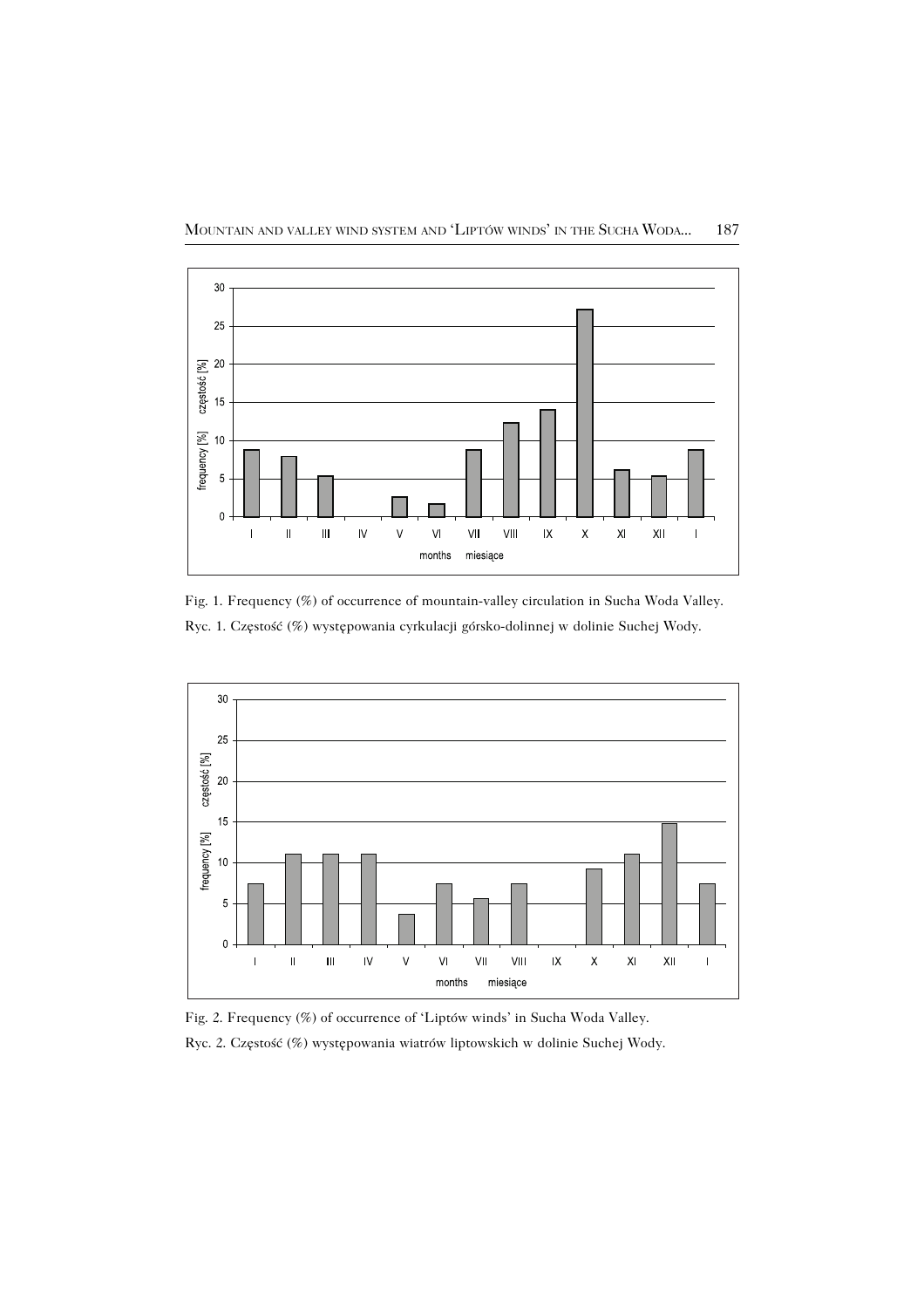Fig. 1. Frequency (%) of occurrence of mountain-valley circulation in Sucha Woda Valley.

Ryc. 1. Częstość (%) występowania cyrkulacji górsko-dolinnej w dolinie Suchej Wody.

Fig. 2. Frequency (%) of occurrence of 'Liptów winds' in Sucha Woda Valley.

Ryc. 2. Częstość (%) występowania wiatrów liptowskich w dolinie Suchej Wody.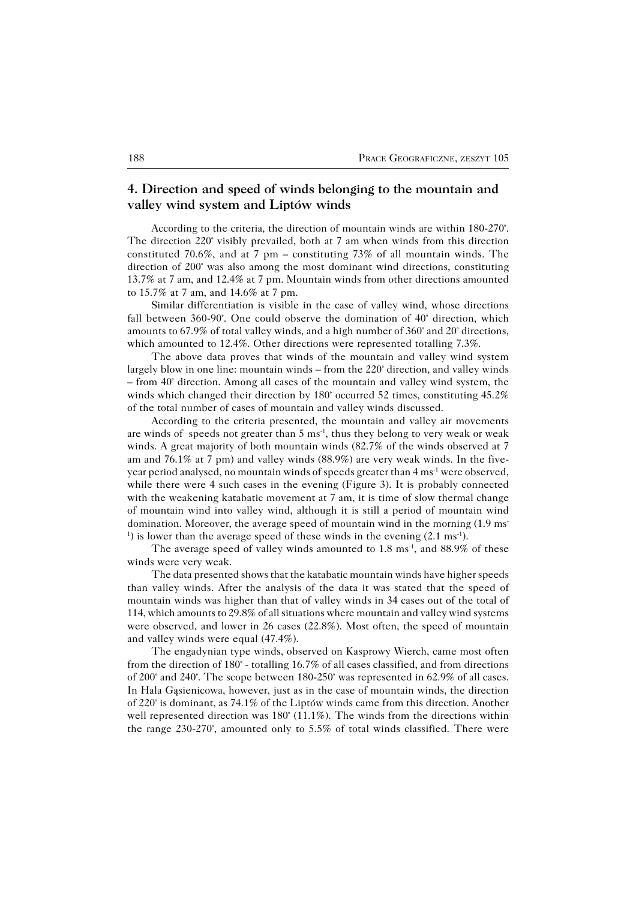## 4. Direction and speed of winds belonging to the mountain and valley wind system and Liptów winds

According to the criteria, the direction of mountain winds are within 180-270°. The direction 220° visibly prevailed, both at 7 am when winds from this direction constituted 70.6%, and at 7 pm – constituting 73% of all mountain winds. The direction of 200° was also among the most dominant wind directions, constituting 13.7% at 7 am, and 12.4% at 7 pm. Mountain winds from other directions amounted to 15.7% at 7 am, and 14.6% at 7 pm.

Similar differentiation is visible in the case of valley wind, whose directions fall between 360-90°. One could observe the domination of 40° direction, which amounts to 67.9% of total valley winds, and a high number of 360° and 20° directions, which amounted to 12.4%. Other directions were represented totalling 7.3%.

The above data proves that winds of the mountain and valley wind system largely blow in one line: mountain winds – from the 220° direction, and valley winds – from 40° direction. Among all cases of the mountain and valley wind system, the winds which changed their direction by 180° occurred 52 times, constituting 45.2% of the total number of cases of mountain and valley winds discussed.

According to the criteria presented, the mountain and valley air movements are winds of speeds not greater than 5 $ms^{-1}$, thus they belong to very weak or weak winds. A great majority of both mountain winds (82.7% of the winds observed at 7 am and 76.1% at 7 pm) and valley winds (88.9%) are very weak winds. In the five-year period analysed, no mountain winds of speeds greater than 4 $ms^{-1}$ were observed, while there were 4 such cases in the evening (Figure 3). It is probably connected with the weakening katabatic movement at 7 am, it is time of slow thermal change of mountain wind into valley wind, although it is still a period of mountain wind domination. Moreover, the average speed of mountain wind in the morning (1.9 $ms^{-1}$) is lower than the average speed of these winds in the evening (2.1 $ms^{-1}$).

The average speed of valley winds amounted to 1.8 $ms^{-1}$, and 88.9% of these winds were very weak.

The data presented shows that the katabatic mountain winds have higher speeds than valley winds. After the analysis of the data it was stated that the speed of mountain winds was higher than that of valley winds in 34 cases out of the total of 114, which amounts to 29.8% of all situations where mountain and valley wind systems were observed, and lower in 26 cases (22.8%). Most often, the speed of mountain and valley winds were equal (47.4%).

The engadynian type winds, observed on Kasprowy Wierch, came most often from the direction of 180° - totalling 16.7% of all cases classified, and from directions of 200° and 240°. The scope between 180-250° was represented in 62.9% of all cases. In Hala Gąsienicowa, however, just as in the case of mountain winds, the direction of 220° is dominant, as 74.1% of the Liptów winds came from this direction. Another well represented direction was 180° (11.1%). The winds from the directions within the range 230-270°, amounted only to 5.5% of total winds classified. There were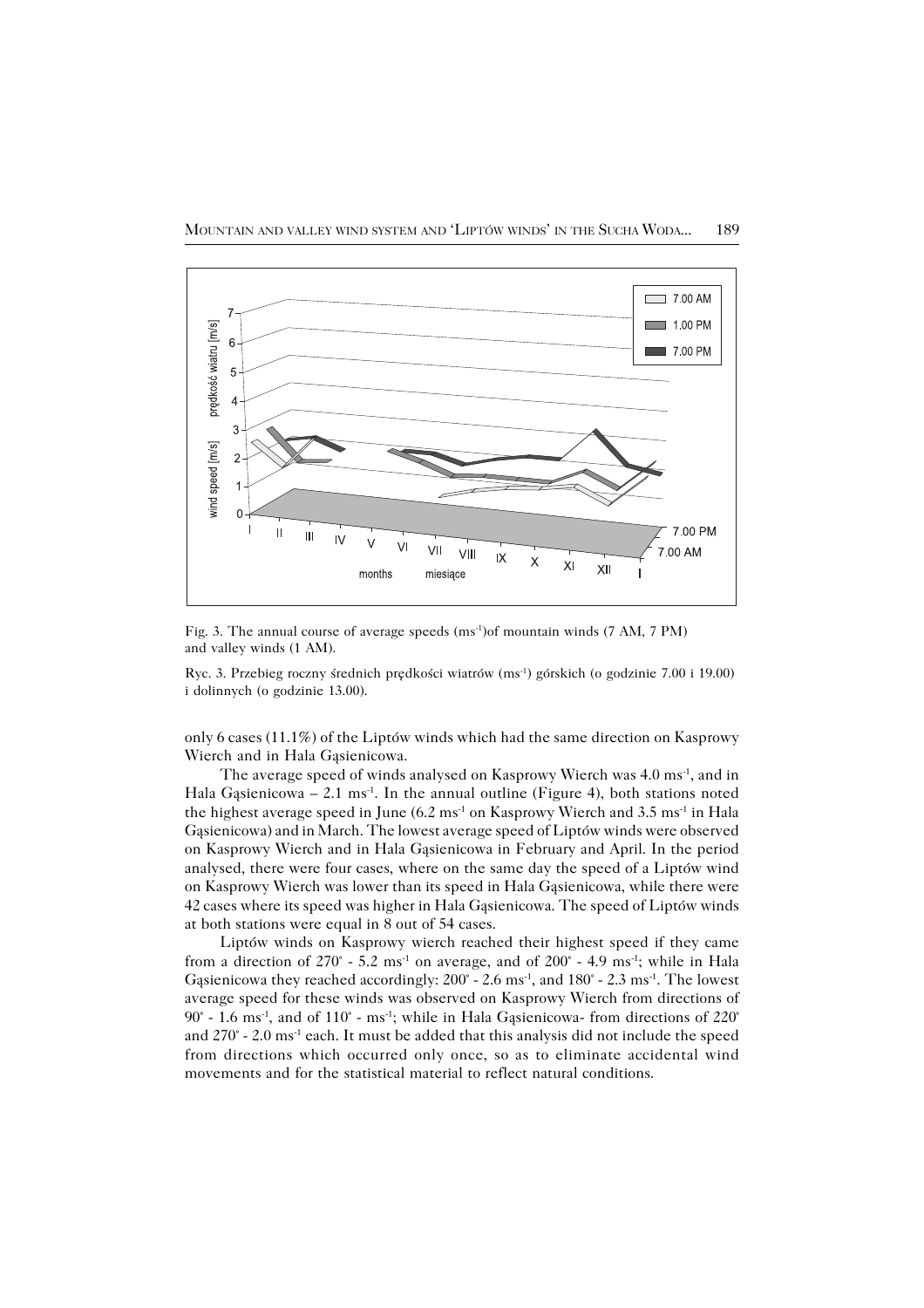Fig. 3. The annual course of average speeds ($ms^{-1}$)of mountain winds (7 AM, 7 PM) and valley winds (1 AM).

Ryc. 3. Przebieg roczny średnich prędkości wiatrów ($ms^{-1}$) górskich (o godzinie 7.00 i 19.00) i dolinnych (o godzinie 13.00).

only 6 cases (11.1%) of the Liptów winds which had the same direction on Kasprowy Wierch and in Hala Gąsienicowa.

The average speed of winds analysed on Kasprowy Wierch was 4.0 $ms^{-1}$, and in Hala Gąsienicowa – 2.1 $ms^{-1}$. In the annual outline (Figure 4), both stations noted the highest average speed in June (6.2 $ms^{-1}$ on Kasprowy Wierch and 3.5 $ms^{-1}$ in Hala Gąsienicowa) and in March. The lowest average speed of Liptów winds were observed on Kasprowy Wierch and in Hala Gąsienicowa in February and April. In the period analysed, there were four cases, where on the same day the speed of a Liptów wind on Kasprowy Wierch was lower than its speed in Hala Gąsienicowa, while there were 42 cases where its speed was higher in Hala Gąsienicowa. The speed of Liptów winds at both stations were equal in 8 out of 54 cases.

Liptów winds on Kasprowy wierch reached their highest speed if they came from a direction of 270° - 5.2 $ms^{-1}$ on average, and of 200° - 4.9 $ms^{-1}$; while in Hala Gąsienicowa they reached accordingly: 200° - 2.6 $ms^{-1}$, and 180° - 2.3 $ms^{-1}$. The lowest average speed for these winds was observed on Kasprowy Wierch from directions of 90° - 1.6 $ms^{-1}$, and of 110° - $ms^{-1}$; while in Hala Gąsienicowa- from directions of 220° and 270° - 2.0 $ms^{-1}$ each. It must be added that this analysis did not include the speed from directions which occurred only once, so as to eliminate accidental wind movements and for the statistical material to reflect natural conditions.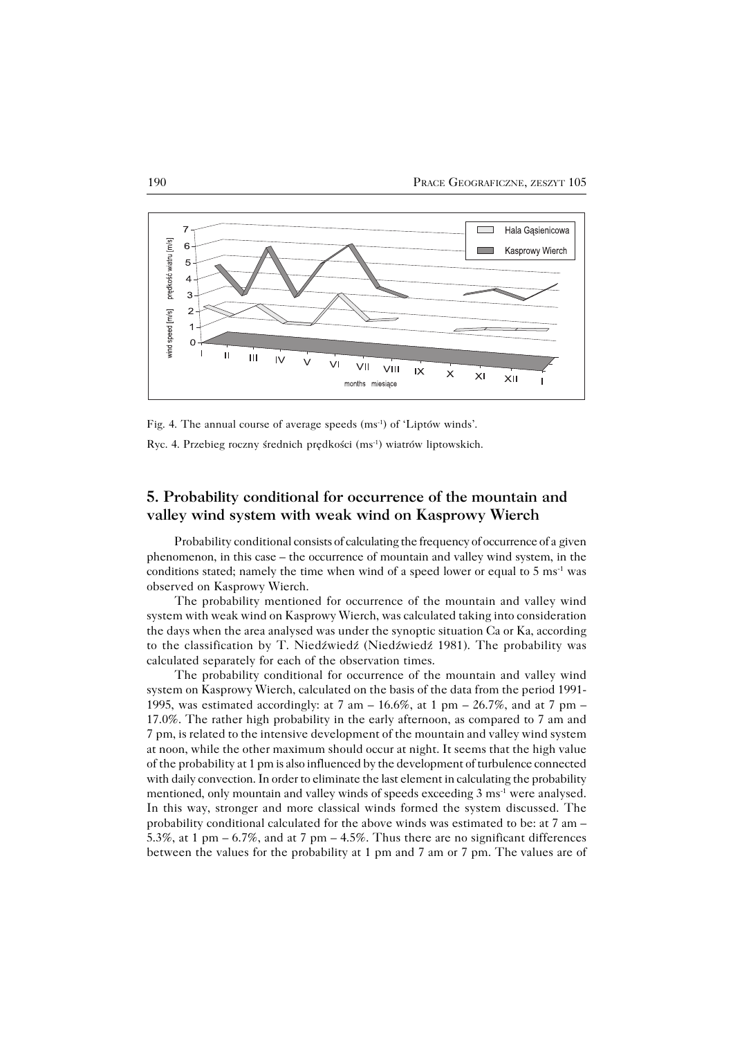Fig. 4. The annual course of average speeds ($ms^{-1}$) of 'Liptów winds'.

Ryc. 4. Przebieg roczny średnich prędkości ($ms^{-1}$) wiatrów liptowskich.

## 5. Probability conditional for occurrence of the mountain and valley wind system with weak wind on Kasprowy Wierch

Probability conditional consists of calculating the frequency of occurrence of a given phenomenon, in this case – the occurrence of mountain and valley wind system, in the conditions stated; namely the time when wind of a speed lower or equal to 5 $ms^{-1}$ was observed on Kasprowy Wierch.

The probability mentioned for occurrence of the mountain and valley wind system with weak wind on Kasprowy Wierch, was calculated taking into consideration the days when the area analysed was under the synoptic situation Ca or Ka, according to the classification by T. Niedźwiedź (Niedźwiedź 1981). The probability was calculated separately for each of the observation times.

The probability conditional for occurrence of the mountain and valley wind system on Kasprowy Wierch, calculated on the basis of the data from the period 1991-1995, was estimated accordingly: at 7 am – 16.6%, at 1 pm – 26.7%, and at 7 pm – 17.0%. The rather high probability in the early afternoon, as compared to 7 am and 7 pm, is related to the intensive development of the mountain and valley wind system at noon, while the other maximum should occur at night. It seems that the high value of the probability at 1 pm is also influenced by the development of turbulence connected with daily convection. In order to eliminate the last element in calculating the probability mentioned, only mountain and valley winds of speeds exceeding 3 $ms^{-1}$ were analysed. In this way, stronger and more classical winds formed the system discussed. The probability conditional calculated for the above winds was estimated to be: at 7 am – 5.3%, at 1 pm – 6.7%, and at 7 pm – 4.5%. Thus there are no significant differences between the values for the probability at 1 pm and 7 am or 7 pm. The values are of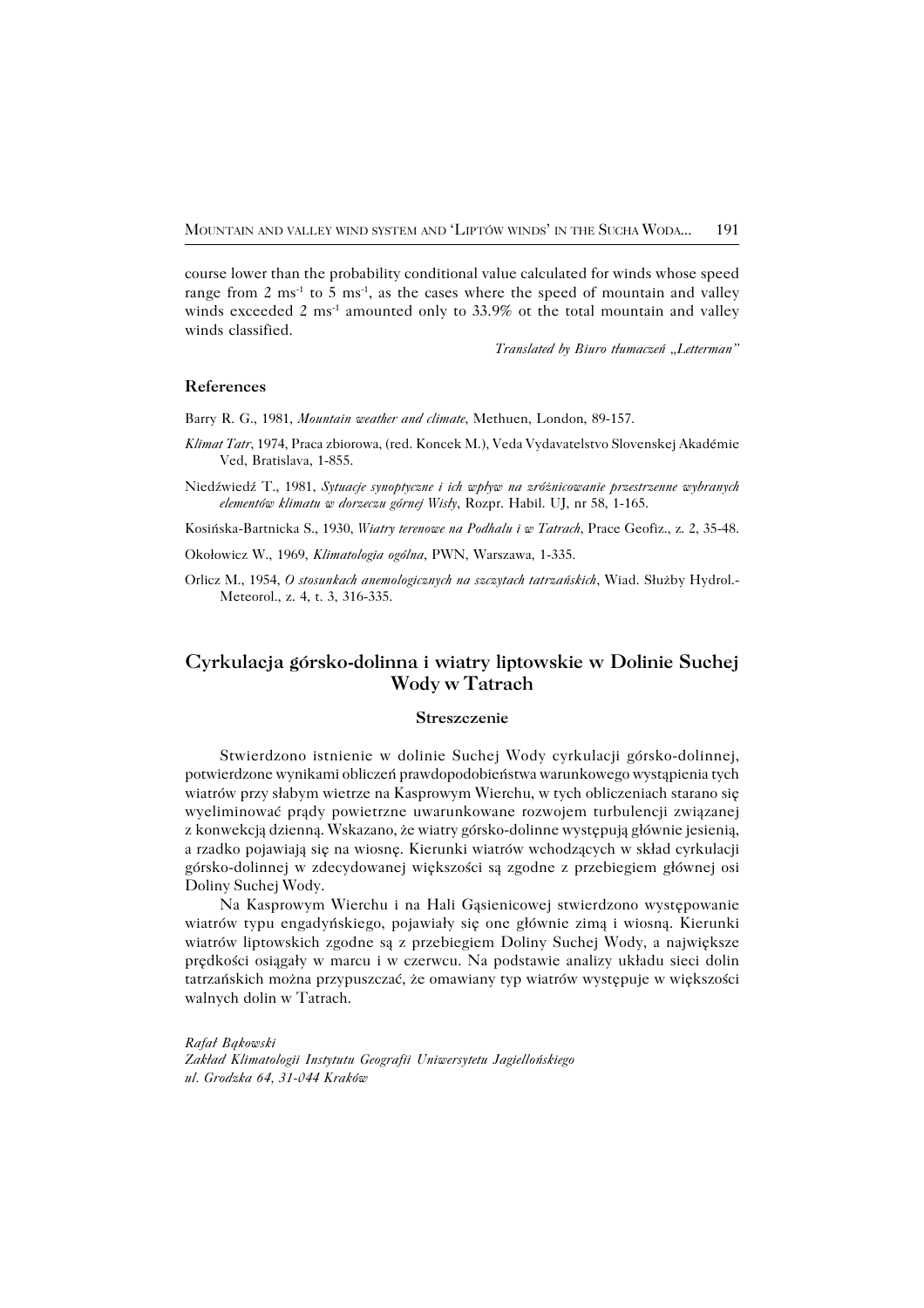course lower than the probability conditional value calculated for winds whose speed range from 2 $ms^{-1}$ to 5 $ms^{-1}$, as the cases where the speed of mountain and valley winds exceeded 2 $ms^{-1}$ amounted only to 33.9% ot the total mountain and valley winds classified.

*Translated by Biuro tłumaczeń „Letterman"*

### References

Barry R. G., 1981, *Mountain weather and climate*, Methuen, London, 89-157.

*Klimat Tatr*, 1974, Praca zbiorowa, (red. Koncek M.), Veda Vydavatelstvo Slovenskej Akadémie Ved, Bratislava, 1-855.

Niedźwiedź T., 1981, *Sytuacje synoptyczne i ich wpływ na zróżnicowanie przestrzenne wybranych elementów klimatu w dorzeczu górnej Wisły*, Rozpr. Habil. UJ, nr 58, 1-165.

Kosińska-Bartnicka S., 1930, *Wiatry terenowe na Podhalu i w Tatrach*, Prace Geofiz., z. 2, 35-48.

Okołowicz W., 1969, *Klimatologia ogólna*, PWN, Warszawa, 1-335.

Orlicz M., 1954, *O stosunkach anemologicznych na szczytach tatrzańskich*, Wiad. Służby Hydrol.-Meteorol., z. 4, t. 3, 316-335.

## Cyrkulacja górsko-dolinna i wiatry liptowskie w Dolinie Suchej Wody w Tatrach

### Streszczenie

Stwierdzono istnienie w dolinie Suchej Wody cyrkulacji górsko-dolinnej, potwierdzone wynikami obliczeń prawdopodobieństwa warunkowego wystąpienia tych wiatrów przy słabym wietrze na Kasprowym Wierchu, w tych obliczeniach starano się wyeliminować prądy powietrzne uwarunkowane rozwojem turbulencji związanej z konwekcją dzienną. Wskazano, że wiatry górsko-dolinne występują głównie jesienią, a rzadko pojawiają się na wiosnę. Kierunki wiatrów wchodzących w skład cyrkulacji górsko-dolinnej w zdecydowanej większości są zgodne z przebiegiem głównej osi Doliny Suchej Wody.

Na Kasprowym Wierchu i na Hali Gąsienicowej stwierdzono występowanie wiatrów typu engadyńskiego, pojawiały się one głównie zimą i wiosną. Kierunki wiatrów liptowskich zgodne są z przebiegiem Doliny Suchej Wody, a największe prędkości osiągały w marcu i w czerwcu. Na podstawie analizy układu sieci dolin tatrzańskich można przypuszczać, że omawiany typ wiatrów występuje w większości walnych dolin w Tatrach.

*Rafał Bąkowski*
*Zakład Klimatologii Instytutu Geografii Uniwersytetu Jagiellońskiego*
*ul. Grodzka 64, 31-044 Kraków*